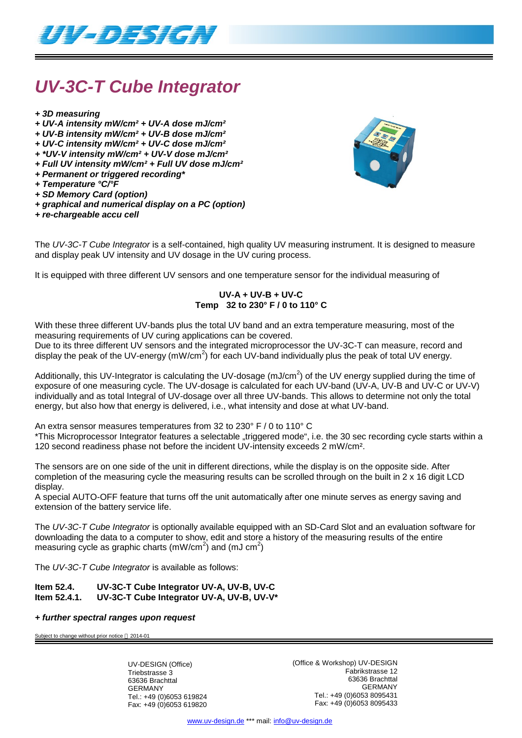# UV-3C-T Cube Integrator

*+ 3D measuring*
*+ UV-A intensity mW/cm² + UV-A dose mJ/cm²*
*+ UV-B intensity mW/cm² + UV-B dose mJ/cm²*
*+ UV-C intensity mW/cm² + UV-C dose mJ/cm²*
*+ *UV-V intensity mW/cm² + UV-V dose mJ/cm²*
*+ Full UV intensity mW/cm² + Full UV dose mJ/cm²*
*+ Permanent or triggered recording**
*+ Temperature °C/°F*
*+ SD Memory Card (option)*
*+ graphical and numerical display on a PC (option)*
*+ re-chargeable accu cell*

The *UV-3C-T Cube Integrator* is a self-contained, high quality UV measuring instrument. It is designed to measure and display peak UV intensity and UV dosage in the UV curing process.

It is equipped with three different UV sensors and one temperature sensor for the individual measuring of

**UV-A + UV-B + UV-C**
**Temp 32 to 230° F / 0 to 110° C**

With these three different UV-bands plus the total UV band and an extra temperature measuring, most of the measuring requirements of UV curing applications can be covered.
Due to its three different UV sensors and the integrated microprocessor the UV-3C-T can measure, record and display the peak of the UV-energy (mW/cm²) for each UV-band individually plus the peak of total UV energy.

Additionally, this UV-Integrator is calculating the UV-dosage (mJ/cm²) of the UV energy supplied during the time of exposure of one measuring cycle. The UV-dosage is calculated for each UV-band (UV-A, UV-B and UV-C or UV-V) individually and as total Integral of UV-dosage over all three UV-bands. This allows to determine not only the total energy, but also how that energy is delivered, i.e., what intensity and dose at what UV-band.

An extra sensor measures temperatures from 32 to 230° F / 0 to 110° C
*This Microprocessor Integrator features a selectable „triggered mode", i.e. the 30 sec recording cycle starts within a 120 second readiness phase not before the incident UV-intensity exceeds 2 mW/cm².

The sensors are on one side of the unit in different directions, while the display is on the opposite side. After completion of the measuring cycle the measuring results can be scrolled through on the built in 2 x 16 digit LCD display.
A special AUTO-OFF feature that turns off the unit automatically after one minute serves as energy saving and extension of the battery service life.

The *UV-3C-T Cube Integrator* is optionally available equipped with an SD-Card Slot and an evaluation software for downloading the data to a computer to show, edit and store a history of the measuring results of the entire measuring cycle as graphic charts (mW/cm²) and (mJ cm²)

The *UV-3C-T Cube Integrator* is available as follows:

**Item 52.4.** **UV-3C-T Cube Integrator UV-A, UV-B, UV-C**
**Item 52.4.1.** **UV-3C-T Cube Integrator UV-A, UV-B, UV-V***

***+ further spectral ranges upon request***

Subject to change without prior notice 2014-01

UV-DESIGN (Office)
Triebstrasse 3
63636 Brachttal
GERMANY
Tel.: +49 (0)6053 619824
Fax: +49 (0)6053 619820

(Office & Workshop) UV-DESIGN
Fabrikstrasse 12
63636 Brachttal
GERMANY
Tel.: +49 (0)6053 8095431
Fax: +49 (0)6053 8095433

www.uv-design.de *** mail: info@uv-design.de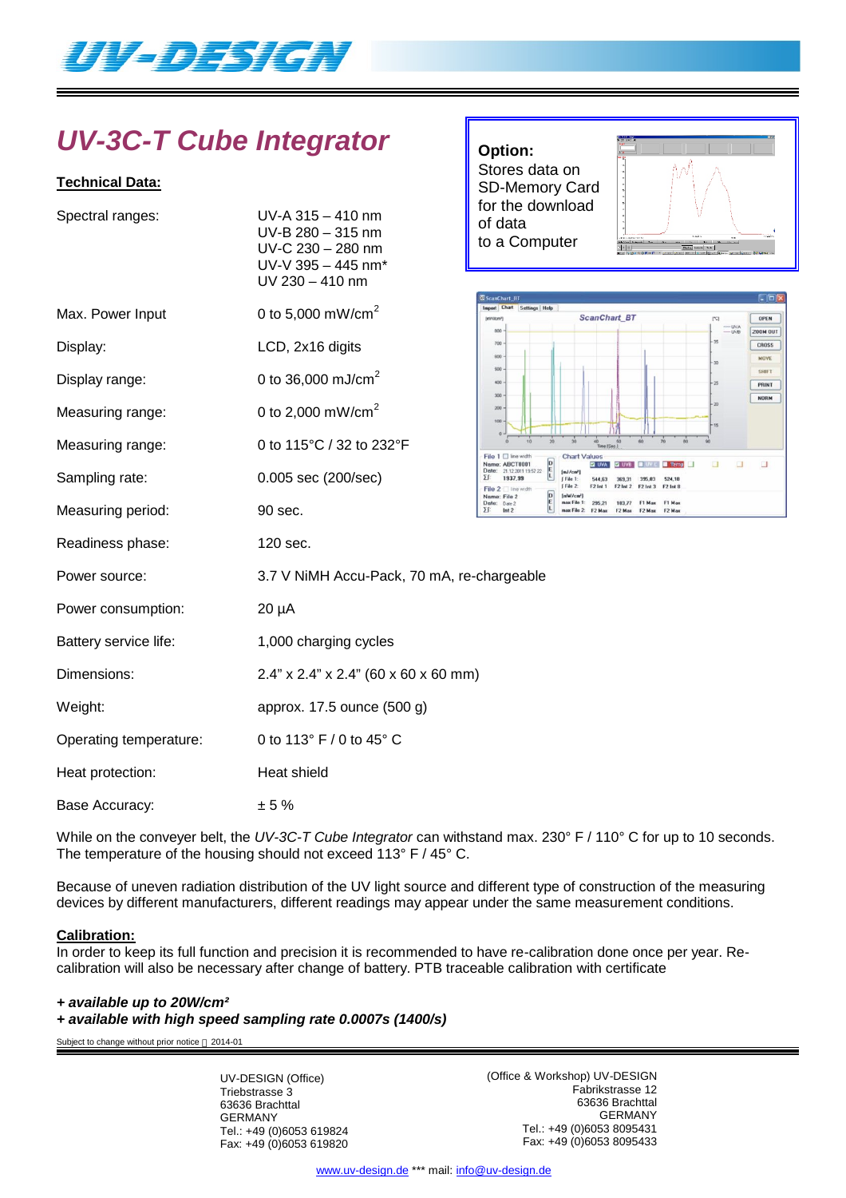# UV-3C-T Cube Integrator

**Option:**
Stores data on SD-Memory Card for the download of data to a Computer

**Technical Data:**

| | |
|---|---|
| Spectral ranges: | UV-A 315 – 410 nm<br>UV-B 280 – 315 nm<br>UV-C 230 – 280 nm<br>UV-V 395 – 445 nm*<br>UV 230 – 410 nm |
| Max. Power Input | 0 to 5,000 mW/cm$^2$ |
| Display: | LCD, 2x16 digits |
| Display range: | 0 to 36,000 mJ/cm$^2$ |
| Measuring range: | 0 to 2,000 mW/cm$^2$ |
| Measuring range: | 0 to 115°C / 32 to 232°F |
| Sampling rate: | 0.005 sec (200/sec) |
| Measuring period: | 90 sec. |
| Readiness phase: | 120 sec. |
| Power source: | 3.7 V NiMH Accu-Pack, 70 mA, re-chargeable |
| Power consumption: | 20 µA |
| Battery service life: | 1,000 charging cycles |
| Dimensions: | 2.4" x 2.4" x 2.4" (60 x 60 x 60 mm) |
| Weight: | approx. 17.5 ounce (500 g) |
| Operating temperature: | 0 to 113° F / 0 to 45° C |
| Heat protection: | Heat shield |
| Base Accuracy: | ± 5 % |

While on the conveyer belt, the *UV-3C-T Cube Integrator* can withstand max. 230° F / 110° C for up to 10 seconds. The temperature of the housing should not exceed 113° F / 45° C.

Because of uneven radiation distribution of the UV light source and different type of construction of the measuring devices by different manufacturers, different readings may appear under the same measurement conditions.

**Calibration:**
In order to keep its full function and precision it is recommended to have re-calibration done once per year. Re-calibration will also be necessary after change of battery. PTB traceable calibration with certificate

***+ available up to 20W/cm²***
***+ available with high speed sampling rate 0.0007s (1400/s)***

Subject to change without prior notice 2014-01

UV-DESIGN (Office)
Triebstrasse 3
63636 Brachttal
GERMANY
Tel.: +49 (0)6053 619824
Fax: +49 (0)6053 619820

(Office & Workshop) UV-DESIGN
Fabrikstrasse 12
63636 Brachttal
GERMANY
Tel.: +49 (0)6053 8095431
Fax: +49 (0)6053 8095433

www.uv-design.de *** mail: info@uv-design.de